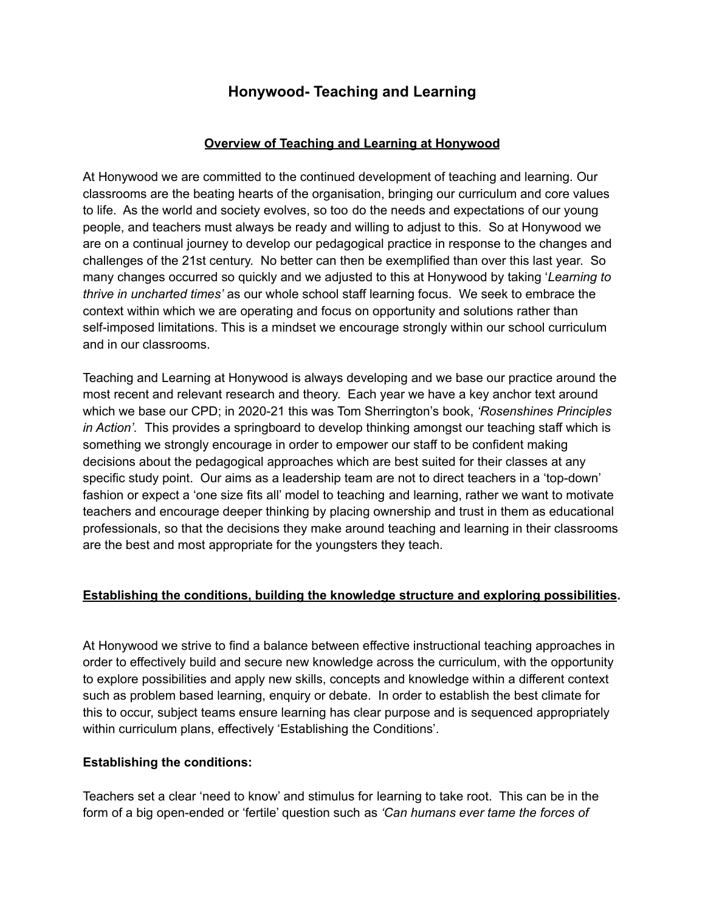# Honywood- Teaching and Learning

## Overview of Teaching and Learning at Honywood

At Honywood we are committed to the continued development of teaching and learning. Our classrooms are the beating hearts of the organisation, bringing our curriculum and core values to life. As the world and society evolves, so too do the needs and expectations of our young people, and teachers must always be ready and willing to adjust to this. So at Honywood we are on a continual journey to develop our pedagogical practice in response to the changes and challenges of the 21st century. No better can then be exemplified than over this last year. So many changes occurred so quickly and we adjusted to this at Honywood by taking '*Learning to thrive in uncharted times'* as our whole school staff learning focus. We seek to embrace the context within which we are operating and focus on opportunity and solutions rather than self-imposed limitations. This is a mindset we encourage strongly within our school curriculum and in our classrooms.

Teaching and Learning at Honywood is always developing and we base our practice around the most recent and relevant research and theory. Each year we have a key anchor text around which we base our CPD; in 2020-21 this was Tom Sherrington's book, *'Rosenshines Principles in Action'*. This provides a springboard to develop thinking amongst our teaching staff which is something we strongly encourage in order to empower our staff to be confident making decisions about the pedagogical approaches which are best suited for their classes at any specific study point. Our aims as a leadership team are not to direct teachers in a 'top-down' fashion or expect a 'one size fits all' model to teaching and learning, rather we want to motivate teachers and encourage deeper thinking by placing ownership and trust in them as educational professionals, so that the decisions they make around teaching and learning in their classrooms are the best and most appropriate for the youngsters they teach.

## Establishing the conditions, building the knowledge structure and exploring possibilities.

At Honywood we strive to find a balance between effective instructional teaching approaches in order to effectively build and secure new knowledge across the curriculum, with the opportunity to explore possibilities and apply new skills, concepts and knowledge within a different context such as problem based learning, enquiry or debate. In order to establish the best climate for this to occur, subject teams ensure learning has clear purpose and is sequenced appropriately within curriculum plans, effectively 'Establishing the Conditions'.

### Establishing the conditions:

Teachers set a clear 'need to know' and stimulus for learning to take root. This can be in the form of a big open-ended or 'fertile' question such as *'Can humans ever tame the forces of*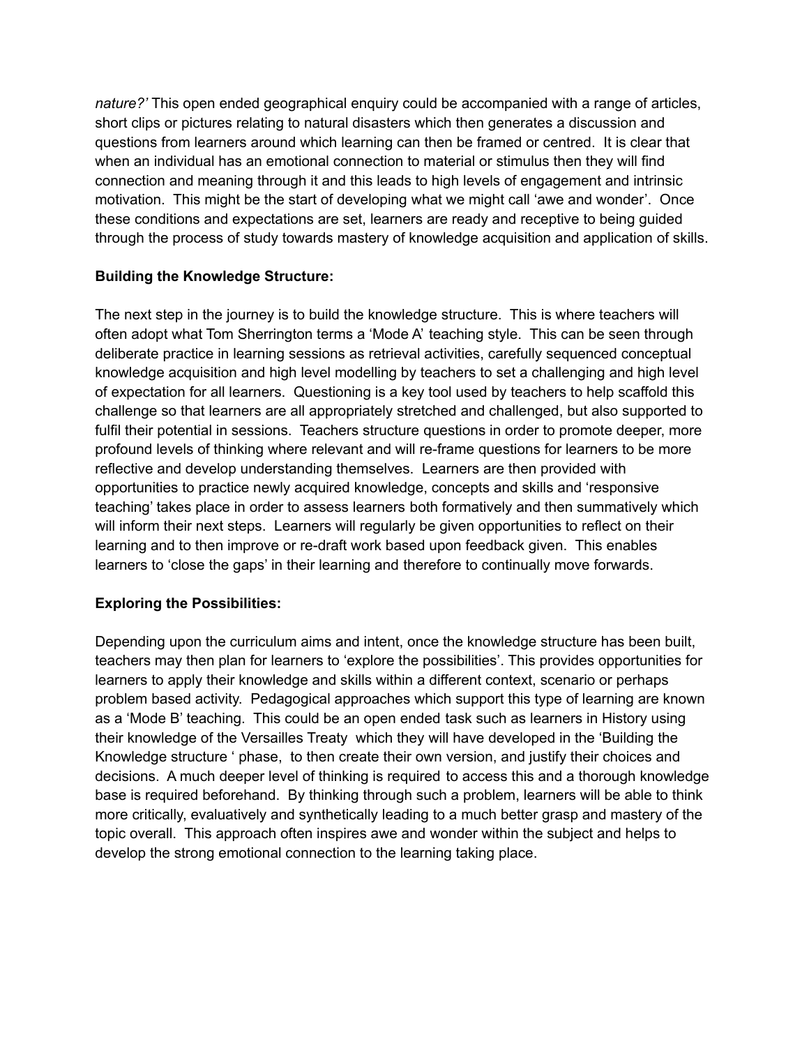*nature?'* This open ended geographical enquiry could be accompanied with a range of articles, short clips or pictures relating to natural disasters which then generates a discussion and questions from learners around which learning can then be framed or centred. It is clear that when an individual has an emotional connection to material or stimulus then they will find connection and meaning through it and this leads to high levels of engagement and intrinsic motivation. This might be the start of developing what we might call 'awe and wonder'. Once these conditions and expectations are set, learners are ready and receptive to being guided through the process of study towards mastery of knowledge acquisition and application of skills.

**Building the Knowledge Structure:**

The next step in the journey is to build the knowledge structure. This is where teachers will often adopt what Tom Sherrington terms a 'Mode A' teaching style. This can be seen through deliberate practice in learning sessions as retrieval activities, carefully sequenced conceptual knowledge acquisition and high level modelling by teachers to set a challenging and high level of expectation for all learners. Questioning is a key tool used by teachers to help scaffold this challenge so that learners are all appropriately stretched and challenged, but also supported to fulfil their potential in sessions. Teachers structure questions in order to promote deeper, more profound levels of thinking where relevant and will re-frame questions for learners to be more reflective and develop understanding themselves. Learners are then provided with opportunities to practice newly acquired knowledge, concepts and skills and 'responsive teaching' takes place in order to assess learners both formatively and then summatively which will inform their next steps. Learners will regularly be given opportunities to reflect on their learning and to then improve or re-draft work based upon feedback given. This enables learners to 'close the gaps' in their learning and therefore to continually move forwards.

**Exploring the Possibilities:**

Depending upon the curriculum aims and intent, once the knowledge structure has been built, teachers may then plan for learners to 'explore the possibilities'. This provides opportunities for learners to apply their knowledge and skills within a different context, scenario or perhaps problem based activity. Pedagogical approaches which support this type of learning are known as a 'Mode B' teaching. This could be an open ended task such as learners in History using their knowledge of the Versailles Treaty which they will have developed in the 'Building the Knowledge structure ' phase, to then create their own version, and justify their choices and decisions. A much deeper level of thinking is required to access this and a thorough knowledge base is required beforehand. By thinking through such a problem, learners will be able to think more critically, evaluatively and synthetically leading to a much better grasp and mastery of the topic overall. This approach often inspires awe and wonder within the subject and helps to develop the strong emotional connection to the learning taking place.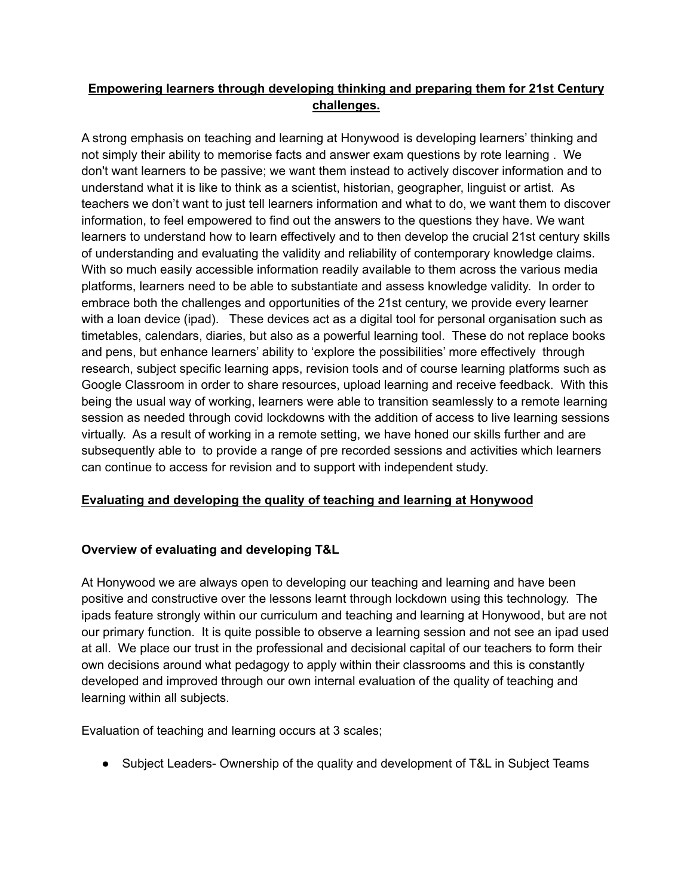**Empowering learners through developing thinking and preparing them for 21st Century challenges.**

A strong emphasis on teaching and learning at Honywood is developing learners' thinking and not simply their ability to memorise facts and answer exam questions by rote learning . We don't want learners to be passive; we want them instead to actively discover information and to understand what it is like to think as a scientist, historian, geographer, linguist or artist. As teachers we don't want to just tell learners information and what to do, we want them to discover information, to feel empowered to find out the answers to the questions they have. We want learners to understand how to learn effectively and to then develop the crucial 21st century skills of understanding and evaluating the validity and reliability of contemporary knowledge claims. With so much easily accessible information readily available to them across the various media platforms, learners need to be able to substantiate and assess knowledge validity. In order to embrace both the challenges and opportunities of the 21st century, we provide every learner with a loan device (ipad). These devices act as a digital tool for personal organisation such as timetables, calendars, diaries, but also as a powerful learning tool. These do not replace books and pens, but enhance learners' ability to 'explore the possibilities' more effectively through research, subject specific learning apps, revision tools and of course learning platforms such as Google Classroom in order to share resources, upload learning and receive feedback. With this being the usual way of working, learners were able to transition seamlessly to a remote learning session as needed through covid lockdowns with the addition of access to live learning sessions virtually. As a result of working in a remote setting, we have honed our skills further and are subsequently able to to provide a range of pre recorded sessions and activities which learners can continue to access for revision and to support with independent study.

**Evaluating and developing the quality of teaching and learning at Honywood**

### Overview of evaluating and developing T&L

At Honywood we are always open to developing our teaching and learning and have been positive and constructive over the lessons learnt through lockdown using this technology. The ipads feature strongly within our curriculum and teaching and learning at Honywood, but are not our primary function. It is quite possible to observe a learning session and not see an ipad used at all. We place our trust in the professional and decisional capital of our teachers to form their own decisions around what pedagogy to apply within their classrooms and this is constantly developed and improved through our own internal evaluation of the quality of teaching and learning within all subjects.

Evaluation of teaching and learning occurs at 3 scales;

- Subject Leaders- Ownership of the quality and development of T&L in Subject Teams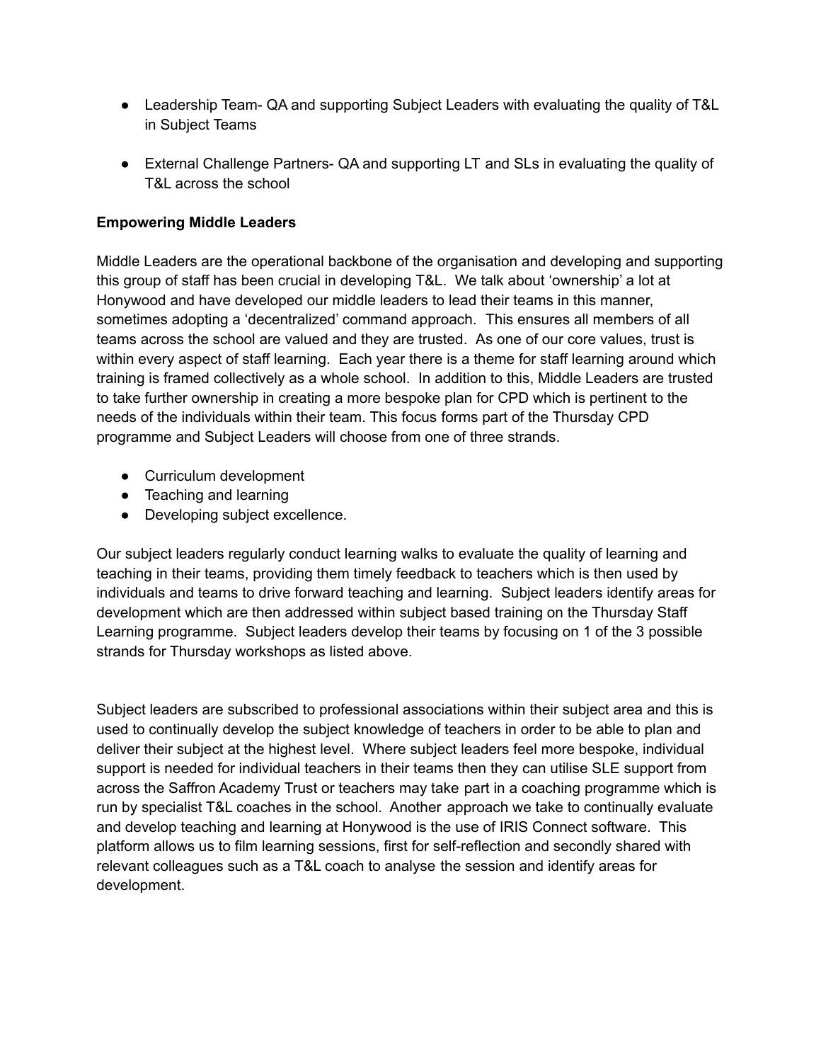- Leadership Team- QA and supporting Subject Leaders with evaluating the quality of T&L in Subject Teams

- External Challenge Partners- QA and supporting LT and SLs in evaluating the quality of T&L across the school

**Empowering Middle Leaders**

Middle Leaders are the operational backbone of the organisation and developing and supporting this group of staff has been crucial in developing T&L. We talk about 'ownership' a lot at Honywood and have developed our middle leaders to lead their teams in this manner, sometimes adopting a 'decentralized' command approach. This ensures all members of all teams across the school are valued and they are trusted. As one of our core values, trust is within every aspect of staff learning. Each year there is a theme for staff learning around which training is framed collectively as a whole school. In addition to this, Middle Leaders are trusted to take further ownership in creating a more bespoke plan for CPD which is pertinent to the needs of the individuals within their team. This focus forms part of the Thursday CPD programme and Subject Leaders will choose from one of three strands.

- Curriculum development
- Teaching and learning
- Developing subject excellence.

Our subject leaders regularly conduct learning walks to evaluate the quality of learning and teaching in their teams, providing them timely feedback to teachers which is then used by individuals and teams to drive forward teaching and learning. Subject leaders identify areas for development which are then addressed within subject based training on the Thursday Staff Learning programme. Subject leaders develop their teams by focusing on 1 of the 3 possible strands for Thursday workshops as listed above.

Subject leaders are subscribed to professional associations within their subject area and this is used to continually develop the subject knowledge of teachers in order to be able to plan and deliver their subject at the highest level. Where subject leaders feel more bespoke, individual support is needed for individual teachers in their teams then they can utilise SLE support from across the Saffron Academy Trust or teachers may take part in a coaching programme which is run by specialist T&L coaches in the school. Another approach we take to continually evaluate and develop teaching and learning at Honywood is the use of IRIS Connect software. This platform allows us to film learning sessions, first for self-reflection and secondly shared with relevant colleagues such as a T&L coach to analyse the session and identify areas for development.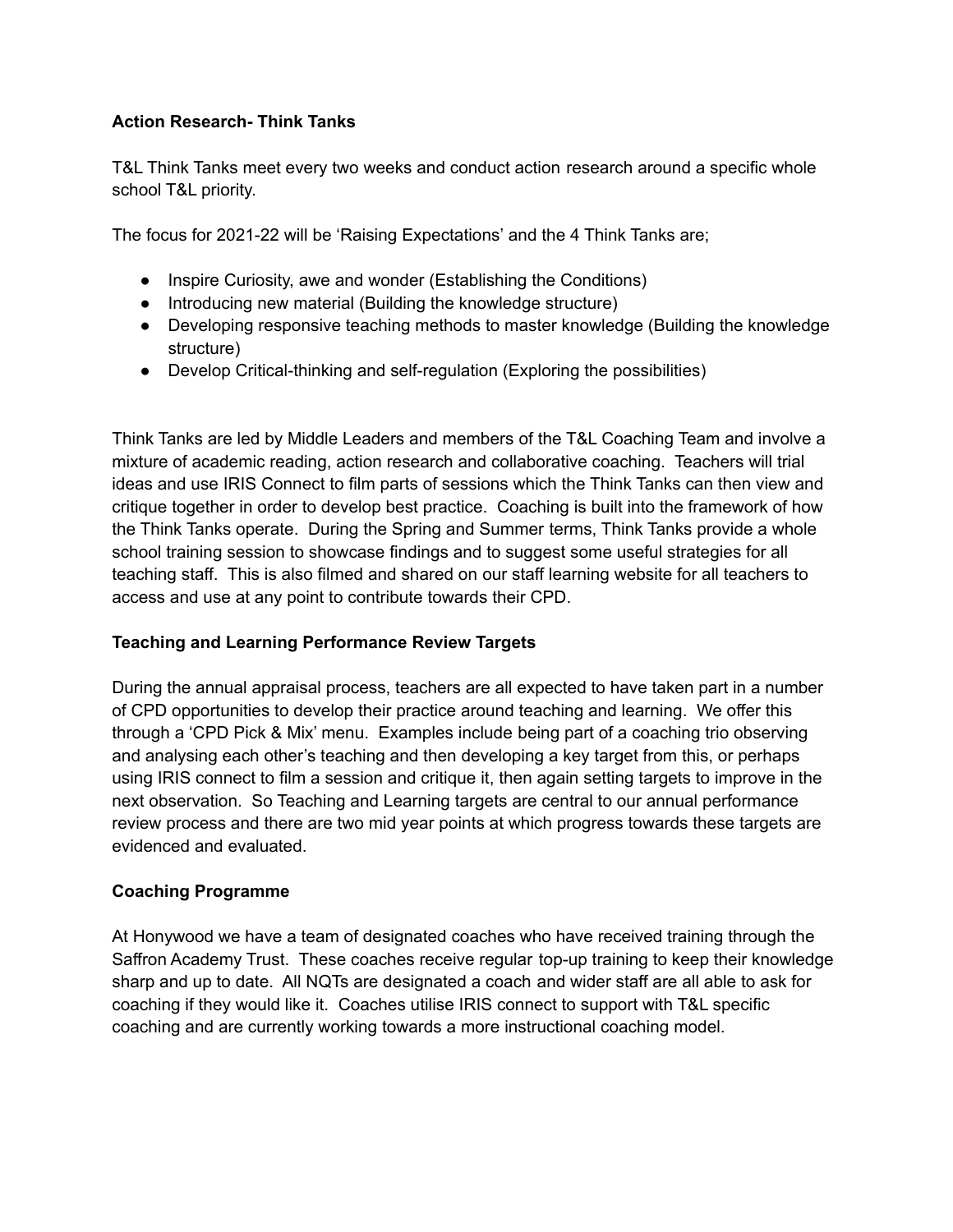**Action Research- Think Tanks**

T&L Think Tanks meet every two weeks and conduct action research around a specific whole school T&L priority.

The focus for 2021-22 will be 'Raising Expectations' and the 4 Think Tanks are;

- Inspire Curiosity, awe and wonder (Establishing the Conditions)
- Introducing new material (Building the knowledge structure)
- Developing responsive teaching methods to master knowledge (Building the knowledge structure)
- Develop Critical-thinking and self-regulation (Exploring the possibilities)

Think Tanks are led by Middle Leaders and members of the T&L Coaching Team and involve a mixture of academic reading, action research and collaborative coaching. Teachers will trial ideas and use IRIS Connect to film parts of sessions which the Think Tanks can then view and critique together in order to develop best practice. Coaching is built into the framework of how the Think Tanks operate. During the Spring and Summer terms, Think Tanks provide a whole school training session to showcase findings and to suggest some useful strategies for all teaching staff. This is also filmed and shared on our staff learning website for all teachers to access and use at any point to contribute towards their CPD.

**Teaching and Learning Performance Review Targets**

During the annual appraisal process, teachers are all expected to have taken part in a number of CPD opportunities to develop their practice around teaching and learning. We offer this through a 'CPD Pick & Mix' menu. Examples include being part of a coaching trio observing and analysing each other's teaching and then developing a key target from this, or perhaps using IRIS connect to film a session and critique it, then again setting targets to improve in the next observation. So Teaching and Learning targets are central to our annual performance review process and there are two mid year points at which progress towards these targets are evidenced and evaluated.

**Coaching Programme**

At Honywood we have a team of designated coaches who have received training through the Saffron Academy Trust. These coaches receive regular top-up training to keep their knowledge sharp and up to date. All NQTs are designated a coach and wider staff are all able to ask for coaching if they would like it. Coaches utilise IRIS connect to support with T&L specific coaching and are currently working towards a more instructional coaching model.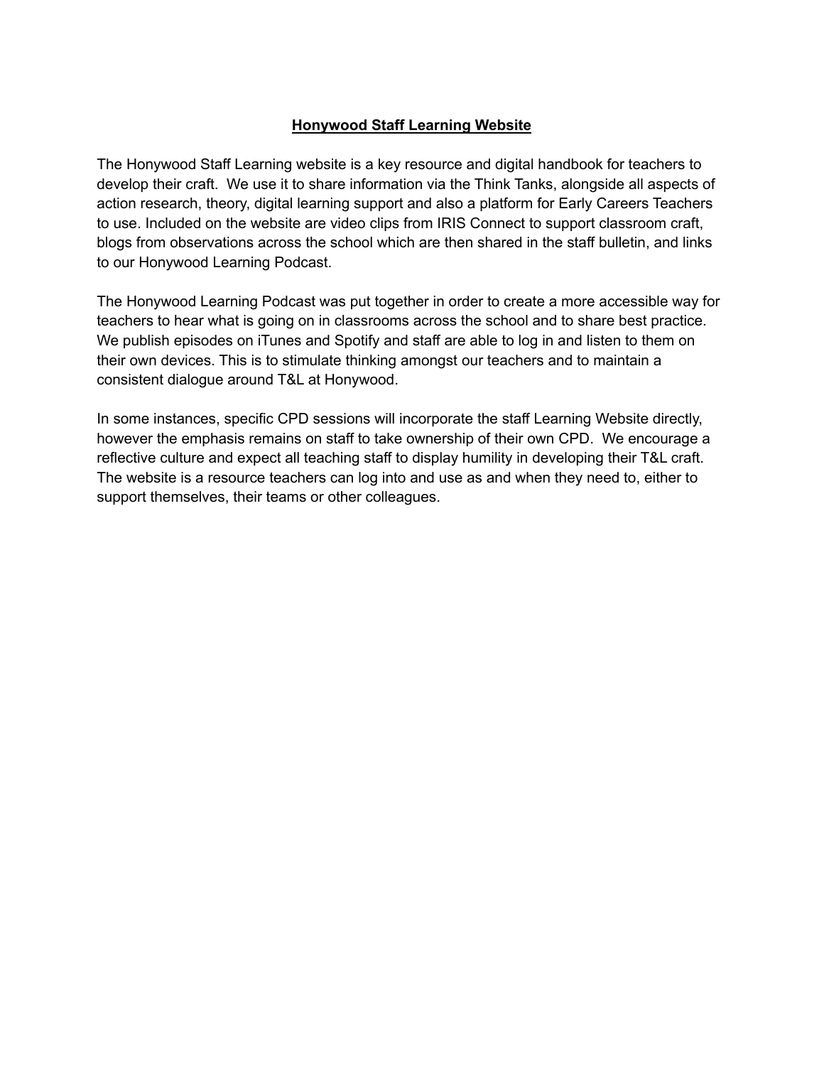## Honywood Staff Learning Website

The Honywood Staff Learning website is a key resource and digital handbook for teachers to develop their craft. We use it to share information via the Think Tanks, alongside all aspects of action research, theory, digital learning support and also a platform for Early Careers Teachers to use. Included on the website are video clips from IRIS Connect to support classroom craft, blogs from observations across the school which are then shared in the staff bulletin, and links to our Honywood Learning Podcast.

The Honywood Learning Podcast was put together in order to create a more accessible way for teachers to hear what is going on in classrooms across the school and to share best practice. We publish episodes on iTunes and Spotify and staff are able to log in and listen to them on their own devices. This is to stimulate thinking amongst our teachers and to maintain a consistent dialogue around T&L at Honywood.

In some instances, specific CPD sessions will incorporate the staff Learning Website directly, however the emphasis remains on staff to take ownership of their own CPD. We encourage a reflective culture and expect all teaching staff to display humility in developing their T&L craft. The website is a resource teachers can log into and use as and when they need to, either to support themselves, their teams or other colleagues.